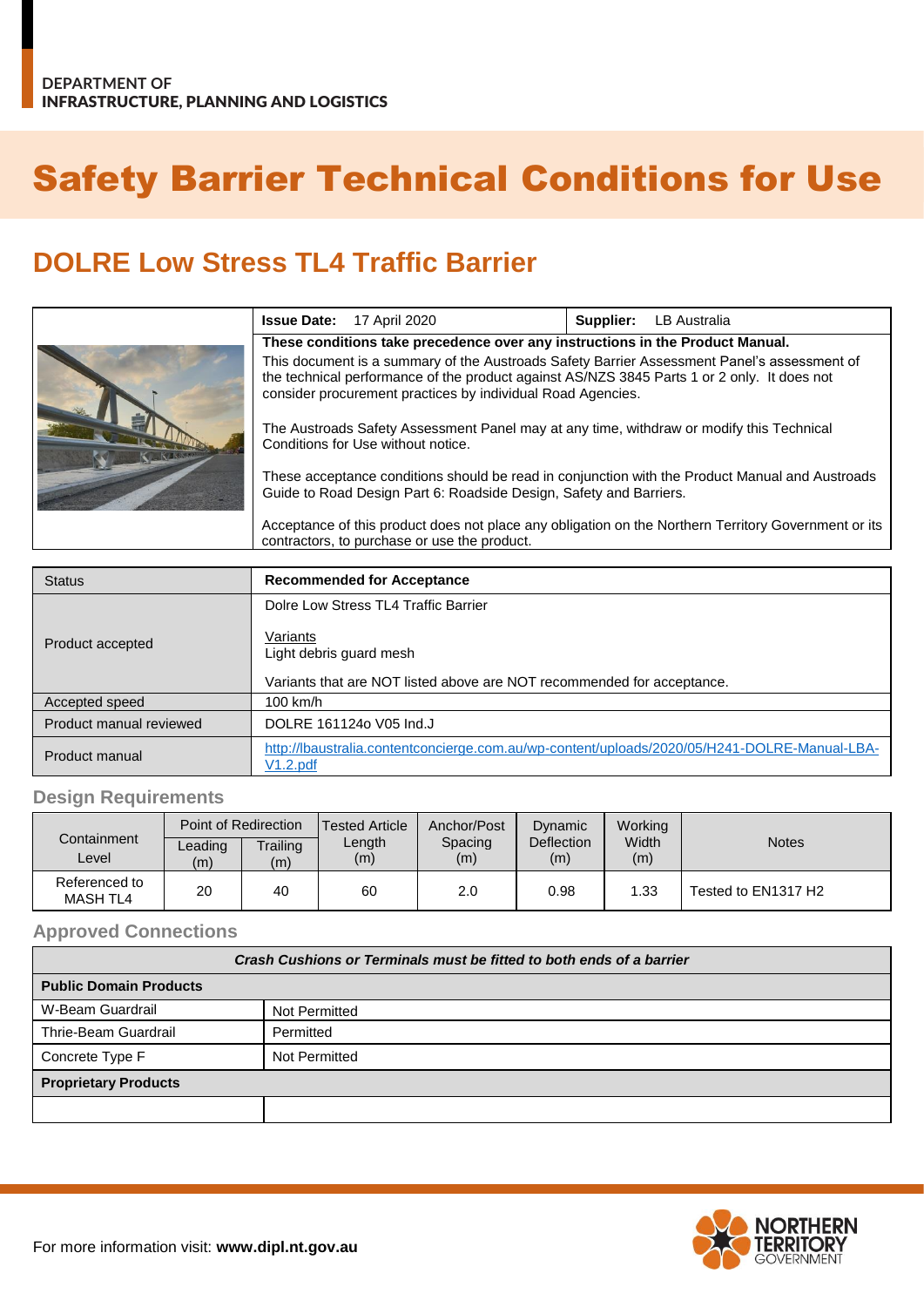DEPARTMENT OF
INFRASTRUCTURE, PLANNING AND LOGISTICS

# Safety Barrier Technical Conditions for Use

## DOLRE Low Stress TL4 Traffic Barrier

| **Issue Date:** 17 April 2020 | **Supplier:** LB Australia |
|---|---|

**These conditions take precedence over any instructions in the Product Manual.**

This document is a summary of the Austroads Safety Barrier Assessment Panel's assessment of the technical performance of the product against AS/NZS 3845 Parts 1 or 2 only. It does not consider procurement practices by individual Road Agencies.

The Austroads Safety Assessment Panel may at any time, withdraw or modify this Technical Conditions for Use without notice.

These acceptance conditions should be read in conjunction with the Product Manual and Austroads Guide to Road Design Part 6: Roadside Design, Safety and Barriers.

Acceptance of this product does not place any obligation on the Northern Territory Government or its contractors, to purchase or use the product.

| Status | **Recommended for Acceptance** |
|---|---|
| Product accepted | Dolre Low Stress TL4 Traffic Barrier<br><br>Variants<br>Light debris guard mesh<br><br>Variants that are NOT listed above are NOT recommended for acceptance. |
| Accepted speed | 100 km/h |
| Product manual reviewed | DOLRE 161124o V05 Ind.J |
| Product manual | http://lbaustralia.contentconcierge.com.au/wp-content/uploads/2020/05/H241-DOLRE-Manual-LBA-V1.2.pdf |

### Design Requirements

| Containment Level | Point of Redirection | | Tested Article Length (m) | Anchor/Post Spacing (m) | Dynamic Deflection (m) | Working Width (m) | Notes |
|---|---|---|---|---|---|---|---|
| | Leading (m) | Trailing (m) | | | | | |
| Referenced to MASH TL4 | 20 | 40 | 60 | 2.0 | 0.98 | 1.33 | Tested to EN1317 H2 |

### Approved Connections

| ***Crash Cushions or Terminals must be fitted to both ends of a barrier*** | |
|---|---|
| **Public Domain Products** | |
| W-Beam Guardrail | Not Permitted |
| Thrie-Beam Guardrail | Permitted |
| Concrete Type F | Not Permitted |
| **Proprietary Products** | |
| | |

For more information visit: **www.dipl.nt.gov.au**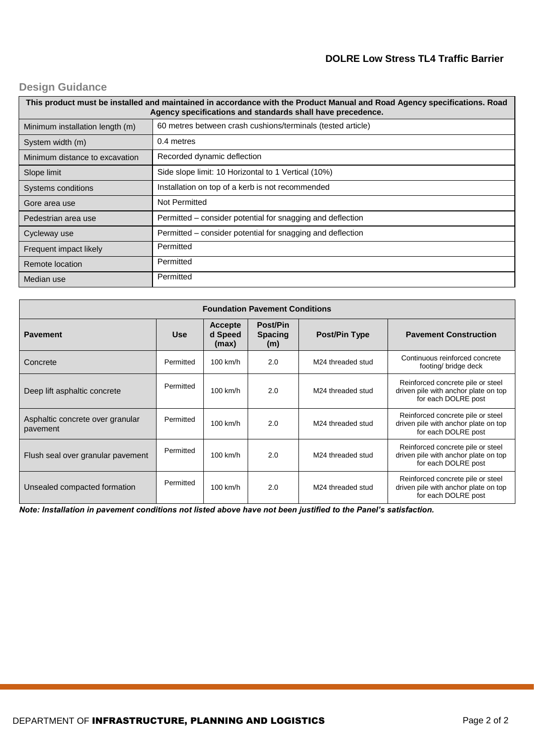## Design Guidance

| This product must be installed and maintained in accordance with the Product Manual and Road Agency specifications. Road Agency specifications and standards shall have precedence. | |
|---|---|
| Minimum installation length (m) | 60 metres between crash cushions/terminals (tested article) |
| System width (m) | 0.4 metres |
| Minimum distance to excavation | Recorded dynamic deflection |
| Slope limit | Side slope limit: 10 Horizontal to 1 Vertical (10%) |
| Systems conditions | Installation on top of a kerb is not recommended |
| Gore area use | Not Permitted |
| Pedestrian area use | Permitted – consider potential for snagging and deflection |
| Cycleway use | Permitted – consider potential for snagging and deflection |
| Frequent impact likely | Permitted |
| Remote location | Permitted |
| Median use | Permitted |

| Foundation Pavement Conditions | | | | | |
|---|---|---|---|---|---|
| **Pavement** | **Use** | **Accepted Speed (max)** | **Post/Pin Spacing (m)** | **Post/Pin Type** | **Pavement Construction** |
| Concrete | Permitted | 100 km/h | 2.0 | M24 threaded stud | Continuous reinforced concrete footing/ bridge deck |
| Deep lift asphaltic concrete | Permitted | 100 km/h | 2.0 | M24 threaded stud | Reinforced concrete pile or steel driven pile with anchor plate on top for each DOLRE post |
| Asphaltic concrete over granular pavement | Permitted | 100 km/h | 2.0 | M24 threaded stud | Reinforced concrete pile or steel driven pile with anchor plate on top for each DOLRE post |
| Flush seal over granular pavement | Permitted | 100 km/h | 2.0 | M24 threaded stud | Reinforced concrete pile or steel driven pile with anchor plate on top for each DOLRE post |
| Unsealed compacted formation | Permitted | 100 km/h | 2.0 | M24 threaded stud | Reinforced concrete pile or steel driven pile with anchor plate on top for each DOLRE post |

***Note: Installation in pavement conditions not listed above have not been justified to the Panel's satisfaction.***